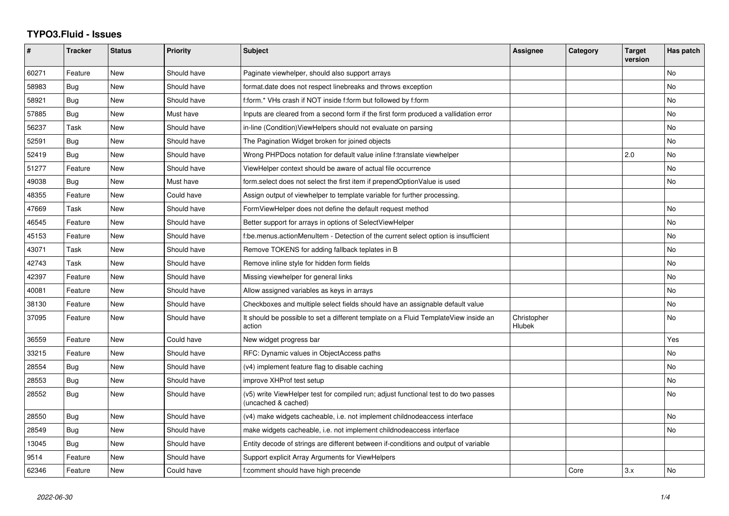# TYPO3.Fluid - Issues

| # | Tracker | Status | Priority | Subject | Assignee | Category | Target version | Has patch |
|---|---|---|---|---|---|---|---|---|
| 60271 | Feature | New | Should have | Paginate viewhelper, should also support arrays | | | | No |
| 58983 | Bug | New | Should have | format.date does not respect linebreaks and throws exception | | | | No |
| 58921 | Bug | New | Should have | f:form.* VHs crash if NOT inside f:form but followed by f:form | | | | No |
| 57885 | Bug | New | Must have | Inputs are cleared from a second form if the first form produced a vallidation error | | | | No |
| 56237 | Task | New | Should have | in-line (Condition)ViewHelpers should not evaluate on parsing | | | | No |
| 52591 | Bug | New | Should have | The Pagination Widget broken for joined objects | | | | No |
| 52419 | Bug | New | Should have | Wrong PHPDocs notation for default value inline f:translate viewhelper | | | 2.0 | No |
| 51277 | Feature | New | Should have | ViewHelper context should be aware of actual file occurrence | | | | No |
| 49038 | Bug | New | Must have | form.select does not select the first item if prependOptionValue is used | | | | No |
| 48355 | Feature | New | Could have | Assign output of viewhelper to template variable for further processing. | | | | |
| 47669 | Task | New | Should have | FormViewHelper does not define the default request method | | | | No |
| 46545 | Feature | New | Should have | Better support for arrays in options of SelectViewHelper | | | | No |
| 45153 | Feature | New | Should have | f:be.menus.actionMenuItem - Detection of the current select option is insufficient | | | | No |
| 43071 | Task | New | Should have | Remove TOKENS for adding fallback teplates in B | | | | No |
| 42743 | Task | New | Should have | Remove inline style for hidden form fields | | | | No |
| 42397 | Feature | New | Should have | Missing viewhelper for general links | | | | No |
| 40081 | Feature | New | Should have | Allow assigned variables as keys in arrays | | | | No |
| 38130 | Feature | New | Should have | Checkboxes and multiple select fields should have an assignable default value | | | | No |
| 37095 | Feature | New | Should have | It should be possible to set a different template on a Fluid TemplateView inside an action | Christopher Hlubek | | | No |
| 36559 | Feature | New | Could have | New widget progress bar | | | | Yes |
| 33215 | Feature | New | Should have | RFC: Dynamic values in ObjectAccess paths | | | | No |
| 28554 | Bug | New | Should have | (v4) implement feature flag to disable caching | | | | No |
| 28553 | Bug | New | Should have | improve XHProf test setup | | | | No |
| 28552 | Bug | New | Should have | (v5) write ViewHelper test for compiled run; adjust functional test to do two passes (uncached & cached) | | | | No |
| 28550 | Bug | New | Should have | (v4) make widgets cacheable, i.e. not implement childnodeaccess interface | | | | No |
| 28549 | Bug | New | Should have | make widgets cacheable, i.e. not implement childnodeaccess interface | | | | No |
| 13045 | Bug | New | Should have | Entity decode of strings are different between if-conditions and output of variable | | | | |
| 9514 | Feature | New | Should have | Support explicit Array Arguments for ViewHelpers | | | | |
| 62346 | Feature | New | Could have | f:comment should have high precende | | Core | 3.x | No |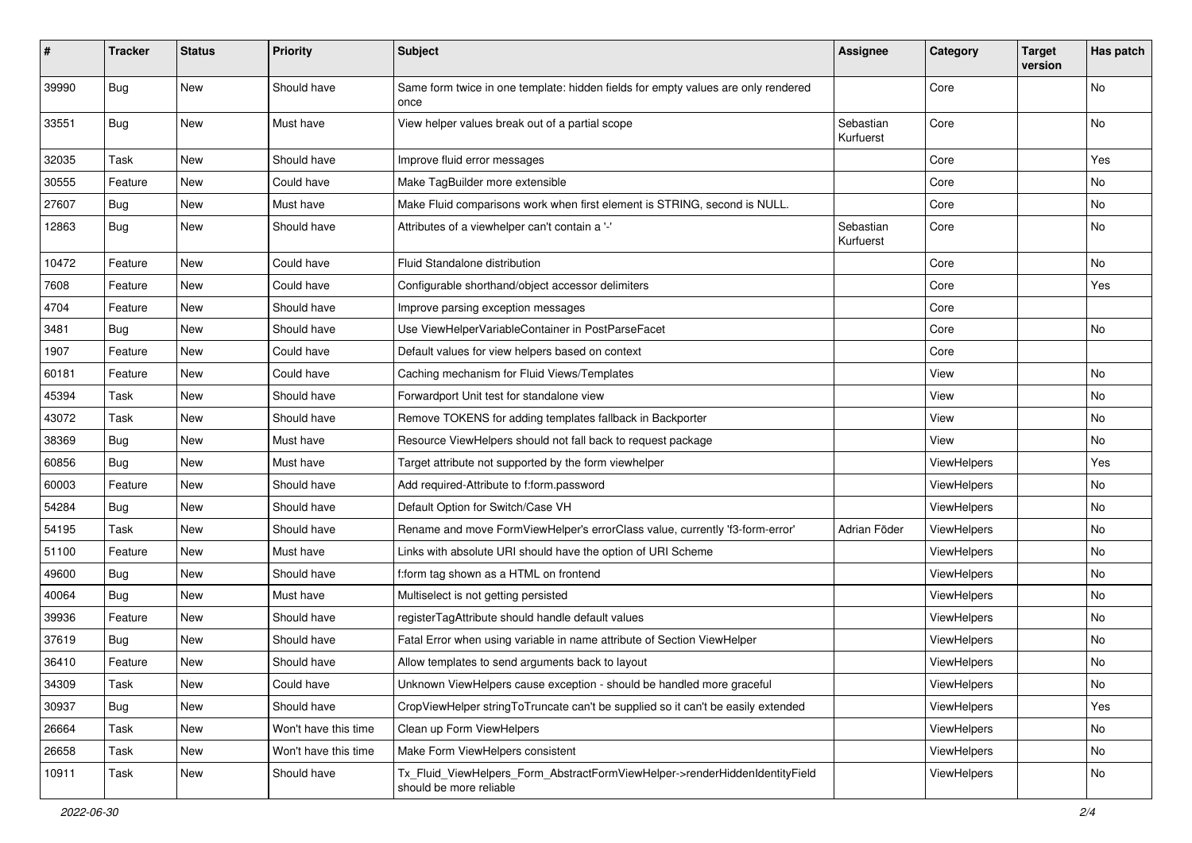| # | Tracker | Status | Priority | Subject | Assignee | Category | Target version | Has patch |
|---|---|---|---|---|---|---|---|---|
| 39990 | Bug | New | Should have | Same form twice in one template: hidden fields for empty values are only rendered once | | Core | | No |
| 33551 | Bug | New | Must have | View helper values break out of a partial scope | Sebastian Kurfuerst | Core | | No |
| 32035 | Task | New | Should have | Improve fluid error messages | | Core | | Yes |
| 30555 | Feature | New | Could have | Make TagBuilder more extensible | | Core | | No |
| 27607 | Bug | New | Must have | Make Fluid comparisons work when first element is STRING, second is NULL. | | Core | | No |
| 12863 | Bug | New | Should have | Attributes of a viewhelper can't contain a '-' | Sebastian Kurfuerst | Core | | No |
| 10472 | Feature | New | Could have | Fluid Standalone distribution | | Core | | No |
| 7608 | Feature | New | Could have | Configurable shorthand/object accessor delimiters | | Core | | Yes |
| 4704 | Feature | New | Should have | Improve parsing exception messages | | Core | | |
| 3481 | Bug | New | Should have | Use ViewHelperVariableContainer in PostParseFacet | | Core | | No |
| 1907 | Feature | New | Could have | Default values for view helpers based on context | | Core | | |
| 60181 | Feature | New | Could have | Caching mechanism for Fluid Views/Templates | | View | | No |
| 45394 | Task | New | Should have | Forwardport Unit test for standalone view | | View | | No |
| 43072 | Task | New | Should have | Remove TOKENS for adding templates fallback in Backporter | | View | | No |
| 38369 | Bug | New | Must have | Resource ViewHelpers should not fall back to request package | | View | | No |
| 60856 | Bug | New | Must have | Target attribute not supported by the form viewhelper | | ViewHelpers | | Yes |
| 60003 | Feature | New | Should have | Add required-Attribute to f:form.password | | ViewHelpers | | No |
| 54284 | Bug | New | Should have | Default Option for Switch/Case VH | | ViewHelpers | | No |
| 54195 | Task | New | Should have | Rename and move FormViewHelper's errorClass value, currently 'f3-form-error' | Adrian Föder | ViewHelpers | | No |
| 51100 | Feature | New | Must have | Links with absolute URI should have the option of URI Scheme | | ViewHelpers | | No |
| 49600 | Bug | New | Should have | f:form tag shown as a HTML on frontend | | ViewHelpers | | No |
| 40064 | Bug | New | Must have | Multiselect is not getting persisted | | ViewHelpers | | No |
| 39936 | Feature | New | Should have | registerTagAttribute should handle default values | | ViewHelpers | | No |
| 37619 | Bug | New | Should have | Fatal Error when using variable in name attribute of Section ViewHelper | | ViewHelpers | | No |
| 36410 | Feature | New | Should have | Allow templates to send arguments back to layout | | ViewHelpers | | No |
| 34309 | Task | New | Could have | Unknown ViewHelpers cause exception - should be handled more graceful | | ViewHelpers | | No |
| 30937 | Bug | New | Should have | CropViewHelper stringToTruncate can't be supplied so it can't be easily extended | | ViewHelpers | | Yes |
| 26664 | Task | New | Won't have this time | Clean up Form ViewHelpers | | ViewHelpers | | No |
| 26658 | Task | New | Won't have this time | Make Form ViewHelpers consistent | | ViewHelpers | | No |
| 10911 | Task | New | Should have | Tx_Fluid_ViewHelpers_Form_AbstractFormViewHelper->renderHiddenIdentityField should be more reliable | | ViewHelpers | | No |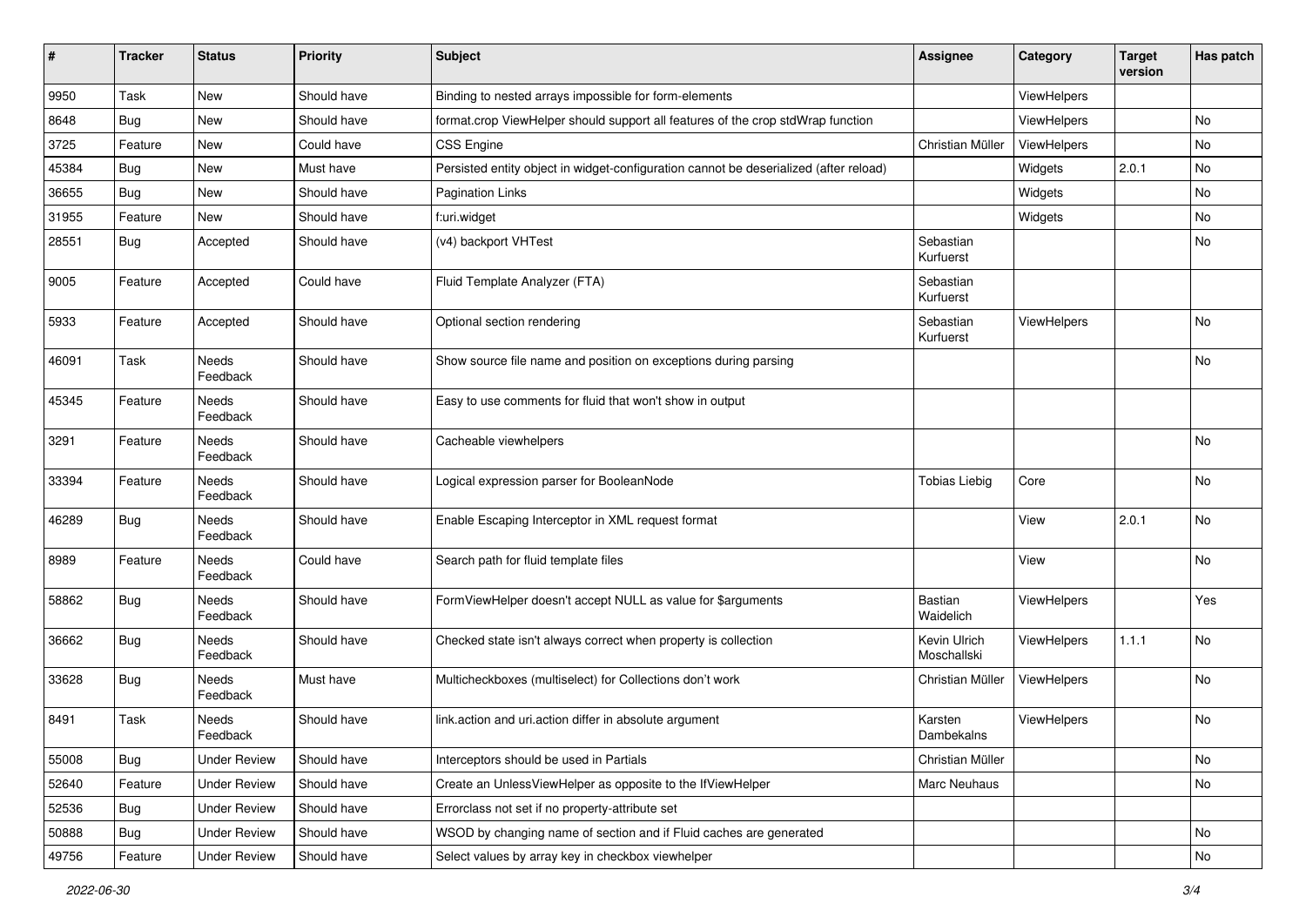| # | Tracker | Status | Priority | Subject | Assignee | Category | Target version | Has patch |
|---|---|---|---|---|---|---|---|---|
| 9950 | Task | New | Should have | Binding to nested arrays impossible for form-elements | | ViewHelpers | | |
| 8648 | Bug | New | Should have | format.crop ViewHelper should support all features of the crop stdWrap function | | ViewHelpers | | No |
| 3725 | Feature | New | Could have | CSS Engine | Christian Müller | ViewHelpers | | No |
| 45384 | Bug | New | Must have | Persisted entity object in widget-configuration cannot be deserialized (after reload) | | Widgets | 2.0.1 | No |
| 36655 | Bug | New | Should have | Pagination Links | | Widgets | | No |
| 31955 | Feature | New | Should have | f:uri.widget | | Widgets | | No |
| 28551 | Bug | Accepted | Should have | (v4) backport VHTest | Sebastian Kurfuerst | | | No |
| 9005 | Feature | Accepted | Could have | Fluid Template Analyzer (FTA) | Sebastian Kurfuerst | | | |
| 5933 | Feature | Accepted | Should have | Optional section rendering | Sebastian Kurfuerst | ViewHelpers | | No |
| 46091 | Task | Needs Feedback | Should have | Show source file name and position on exceptions during parsing | | | | No |
| 45345 | Feature | Needs Feedback | Should have | Easy to use comments for fluid that won't show in output | | | | |
| 3291 | Feature | Needs Feedback | Should have | Cacheable viewhelpers | | | | No |
| 33394 | Feature | Needs Feedback | Should have | Logical expression parser for BooleanNode | Tobias Liebig | Core | | No |
| 46289 | Bug | Needs Feedback | Should have | Enable Escaping Interceptor in XML request format | | View | 2.0.1 | No |
| 8989 | Feature | Needs Feedback | Could have | Search path for fluid template files | | View | | No |
| 58862 | Bug | Needs Feedback | Should have | FormViewHelper doesn't accept NULL as value for $arguments | Bastian Waidelich | ViewHelpers | | Yes |
| 36662 | Bug | Needs Feedback | Should have | Checked state isn't always correct when property is collection | Kevin Ulrich Moschallski | ViewHelpers | 1.1.1 | No |
| 33628 | Bug | Needs Feedback | Must have | Multicheckboxes (multiselect) for Collections don't work | Christian Müller | ViewHelpers | | No |
| 8491 | Task | Needs Feedback | Should have | link.action and uri.action differ in absolute argument | Karsten Dambekalns | ViewHelpers | | No |
| 55008 | Bug | Under Review | Should have | Interceptors should be used in Partials | Christian Müller | | | No |
| 52640 | Feature | Under Review | Should have | Create an UnlessViewHelper as opposite to the IfViewHelper | Marc Neuhaus | | | No |
| 52536 | Bug | Under Review | Should have | Errorclass not set if no property-attribute set | | | | |
| 50888 | Bug | Under Review | Should have | WSOD by changing name of section and if Fluid caches are generated | | | | No |
| 49756 | Feature | Under Review | Should have | Select values by array key in checkbox viewhelper | | | | No |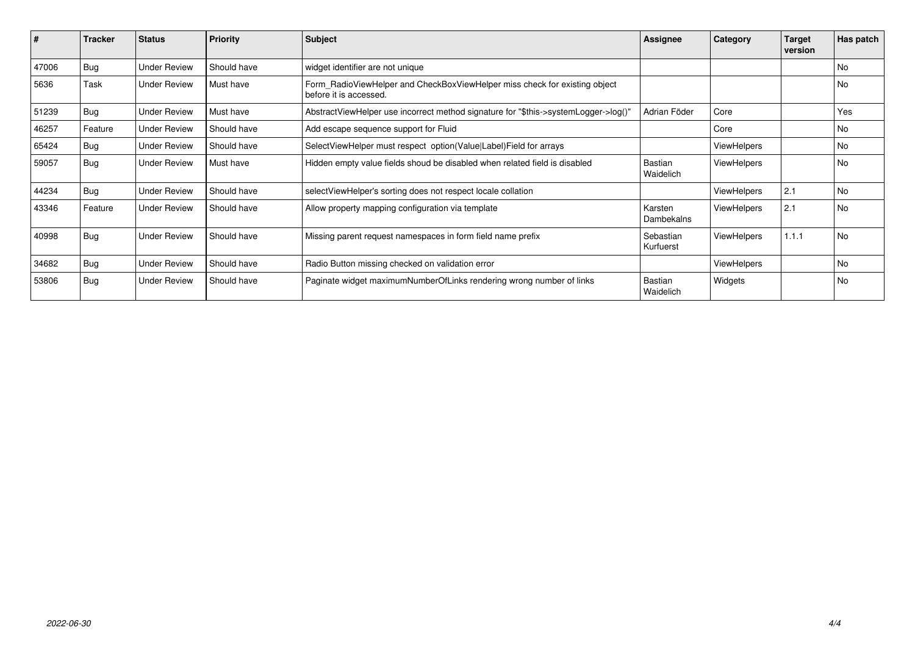| # | Tracker | Status | Priority | Subject | Assignee | Category | Target version | Has patch |
|---|---|---|---|---|---|---|---|---|
| 47006 | Bug | Under Review | Should have | widget identifier are not unique | | | | No |
| 5636 | Task | Under Review | Must have | Form_RadioViewHelper and CheckBoxViewHelper miss check for existing object before it is accessed. | | | | No |
| 51239 | Bug | Under Review | Must have | AbstractViewHelper use incorrect method signature for "$this->systemLogger->log()" | Adrian Föder | Core | | Yes |
| 46257 | Feature | Under Review | Should have | Add escape sequence support for Fluid | | Core | | No |
| 65424 | Bug | Under Review | Should have | SelectViewHelper must respect option(Value\|Label)Field for arrays | | ViewHelpers | | No |
| 59057 | Bug | Under Review | Must have | Hidden empty value fields shoud be disabled when related field is disabled | Bastian Waidelich | ViewHelpers | | No |
| 44234 | Bug | Under Review | Should have | selectViewHelper's sorting does not respect locale collation | | ViewHelpers | 2.1 | No |
| 43346 | Feature | Under Review | Should have | Allow property mapping configuration via template | Karsten Dambekalns | ViewHelpers | 2.1 | No |
| 40998 | Bug | Under Review | Should have | Missing parent request namespaces in form field name prefix | Sebastian Kurfuerst | ViewHelpers | 1.1.1 | No |
| 34682 | Bug | Under Review | Should have | Radio Button missing checked on validation error | | ViewHelpers | | No |
| 53806 | Bug | Under Review | Should have | Paginate widget maximumNumberOfLinks rendering wrong number of links | Bastian Waidelich | Widgets | | No |

*2022-06-30*